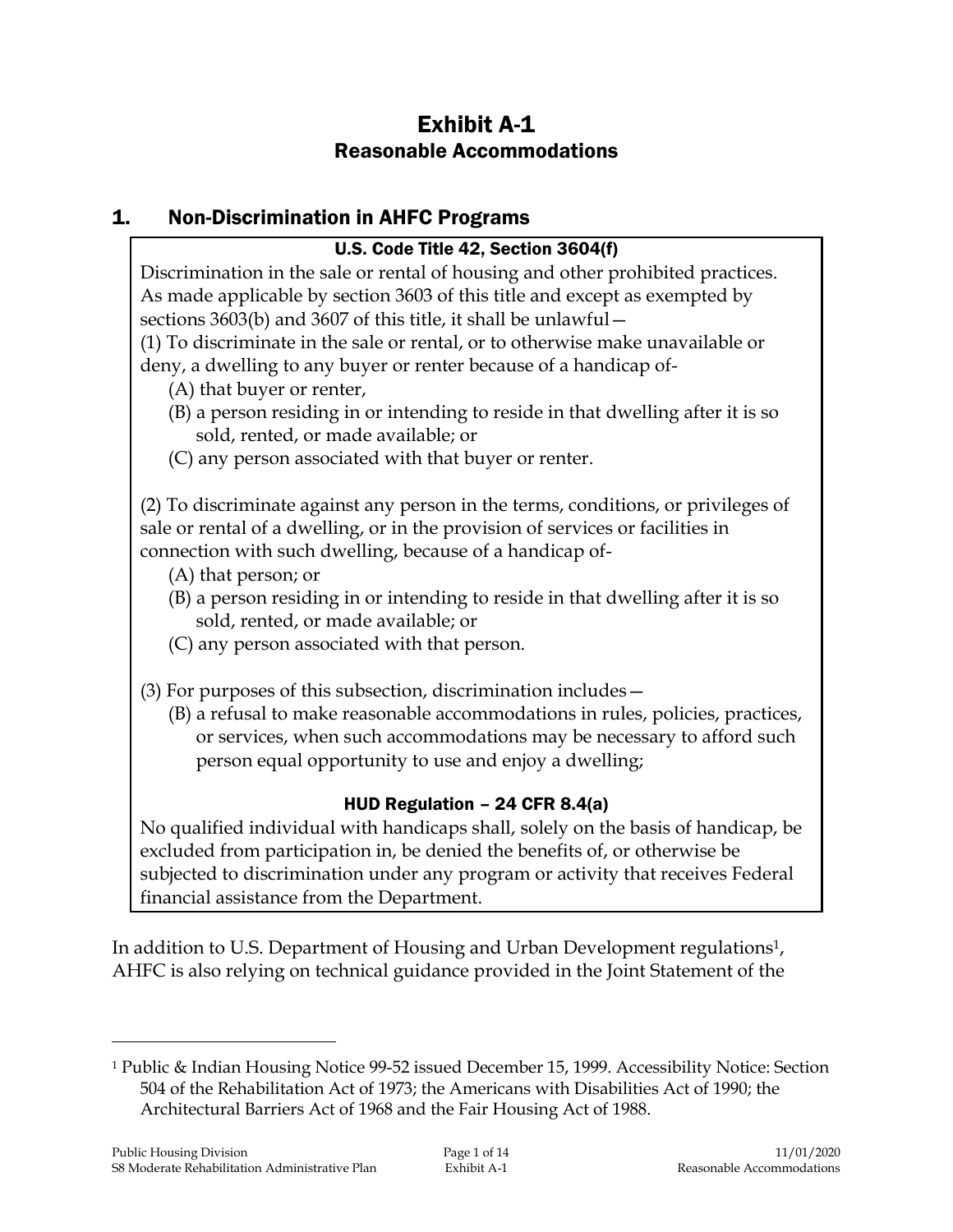# Exhibit A-1
## Reasonable Accommodations

## 1. Non-Discrimination in AHFC Programs

**U.S. Code Title 42, Section 3604(f)**

Discrimination in the sale or rental of housing and other prohibited practices. As made applicable by section 3603 of this title and except as exempted by sections 3603(b) and 3607 of this title, it shall be unlawful—

(1) To discriminate in the sale or rental, or to otherwise make unavailable or deny, a dwelling to any buyer or renter because of a handicap of-

- (A) that buyer or renter,
- (B) a person residing in or intending to reside in that dwelling after it is so sold, rented, or made available; or
- (C) any person associated with that buyer or renter.

(2) To discriminate against any person in the terms, conditions, or privileges of sale or rental of a dwelling, or in the provision of services or facilities in connection with such dwelling, because of a handicap of-

- (A) that person; or
- (B) a person residing in or intending to reside in that dwelling after it is so sold, rented, or made available; or
- (C) any person associated with that person.

(3) For purposes of this subsection, discrimination includes—

- (B) a refusal to make reasonable accommodations in rules, policies, practices, or services, when such accommodations may be necessary to afford such person equal opportunity to use and enjoy a dwelling;

**HUD Regulation – 24 CFR 8.4(a)**

No qualified individual with handicaps shall, solely on the basis of handicap, be excluded from participation in, be denied the benefits of, or otherwise be subjected to discrimination under any program or activity that receives Federal financial assistance from the Department.

In addition to U.S. Department of Housing and Urban Development regulations[1], AHFC is also relying on technical guidance provided in the Joint Statement of the

[1] Public & Indian Housing Notice 99-52 issued December 15, 1999. Accessibility Notice: Section 504 of the Rehabilitation Act of 1973; the Americans with Disabilities Act of 1990; the Architectural Barriers Act of 1968 and the Fair Housing Act of 1988.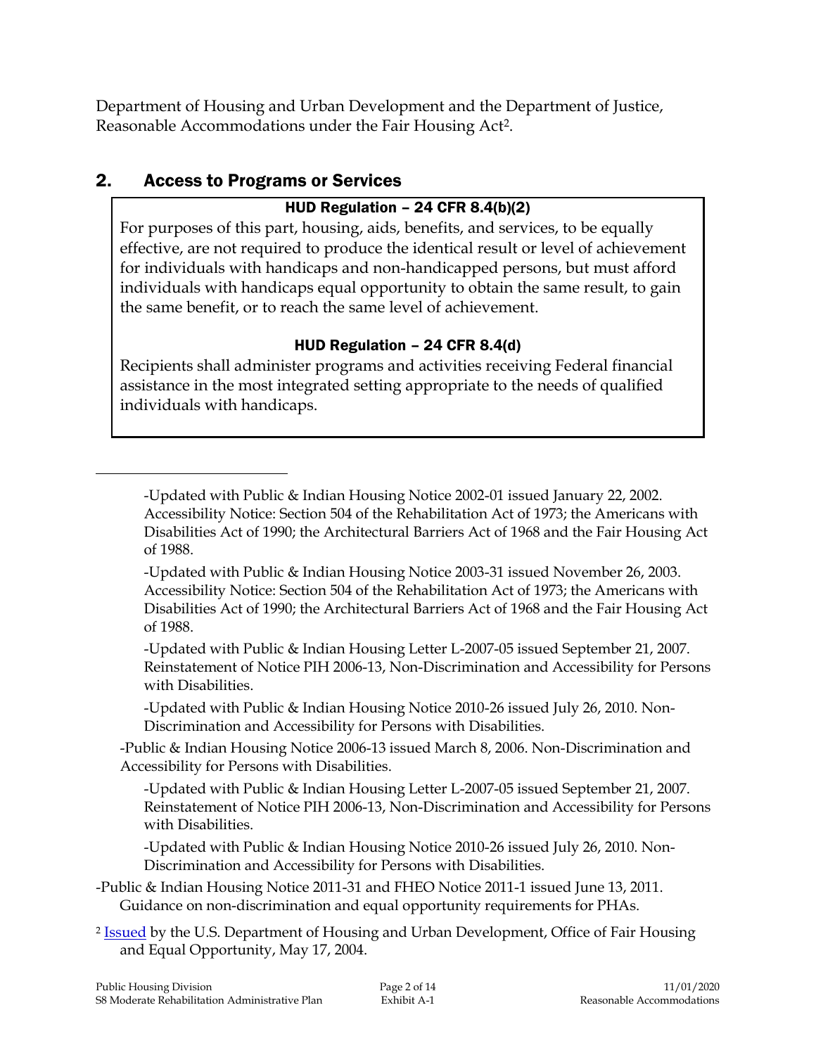Department of Housing and Urban Development and the Department of Justice, Reasonable Accommodations under the Fair Housing Act[2].

## 2. Access to Programs or Services

**HUD Regulation – 24 CFR 8.4(b)(2)**

For purposes of this part, housing, aids, benefits, and services, to be equally effective, are not required to produce the identical result or level of achievement for individuals with handicaps and non-handicapped persons, but must afford individuals with handicaps equal opportunity to obtain the same result, to gain the same benefit, or to reach the same level of achievement.

**HUD Regulation – 24 CFR 8.4(d)**

Recipients shall administer programs and activities receiving Federal financial assistance in the most integrated setting appropriate to the needs of qualified individuals with handicaps.

---

-Updated with Public & Indian Housing Notice 2002-01 issued January 22, 2002. Accessibility Notice: Section 504 of the Rehabilitation Act of 1973; the Americans with Disabilities Act of 1990; the Architectural Barriers Act of 1968 and the Fair Housing Act of 1988.

-Updated with Public & Indian Housing Notice 2003-31 issued November 26, 2003. Accessibility Notice: Section 504 of the Rehabilitation Act of 1973; the Americans with Disabilities Act of 1990; the Architectural Barriers Act of 1968 and the Fair Housing Act of 1988.

-Updated with Public & Indian Housing Letter L-2007-05 issued September 21, 2007. Reinstatement of Notice PIH 2006-13, Non-Discrimination and Accessibility for Persons with Disabilities.

-Updated with Public & Indian Housing Notice 2010-26 issued July 26, 2010. Non-Discrimination and Accessibility for Persons with Disabilities.

-Public & Indian Housing Notice 2006-13 issued March 8, 2006. Non-Discrimination and Accessibility for Persons with Disabilities.

-Updated with Public & Indian Housing Letter L-2007-05 issued September 21, 2007. Reinstatement of Notice PIH 2006-13, Non-Discrimination and Accessibility for Persons with Disabilities.

-Updated with Public & Indian Housing Notice 2010-26 issued July 26, 2010. Non-Discrimination and Accessibility for Persons with Disabilities.

-Public & Indian Housing Notice 2011-31 and FHEO Notice 2011-1 issued June 13, 2011. Guidance on non-discrimination and equal opportunity requirements for PHAs.

[2] Issued by the U.S. Department of Housing and Urban Development, Office of Fair Housing and Equal Opportunity, May 17, 2004.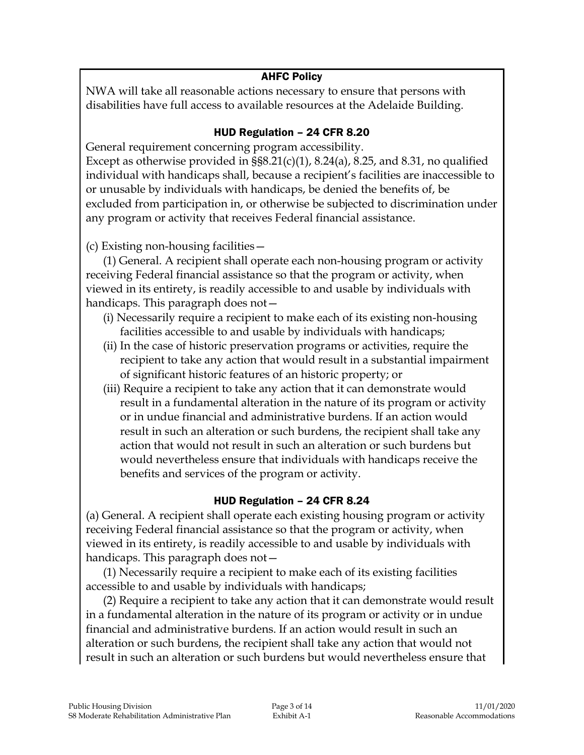### AHFC Policy

NWA will take all reasonable actions necessary to ensure that persons with disabilities have full access to available resources at the Adelaide Building.

### HUD Regulation – 24 CFR 8.20

General requirement concerning program accessibility.

Except as otherwise provided in §§8.21(c)(1), 8.24(a), 8.25, and 8.31, no qualified individual with handicaps shall, because a recipient's facilities are inaccessible to or unusable by individuals with handicaps, be denied the benefits of, be excluded from participation in, or otherwise be subjected to discrimination under any program or activity that receives Federal financial assistance.

(c) Existing non-housing facilities—

(1) General. A recipient shall operate each non-housing program or activity receiving Federal financial assistance so that the program or activity, when viewed in its entirety, is readily accessible to and usable by individuals with handicaps. This paragraph does not—

(i) Necessarily require a recipient to make each of its existing non-housing facilities accessible to and usable by individuals with handicaps;

(ii) In the case of historic preservation programs or activities, require the recipient to take any action that would result in a substantial impairment of significant historic features of an historic property; or

(iii) Require a recipient to take any action that it can demonstrate would result in a fundamental alteration in the nature of its program or activity or in undue financial and administrative burdens. If an action would result in such an alteration or such burdens, the recipient shall take any action that would not result in such an alteration or such burdens but would nevertheless ensure that individuals with handicaps receive the benefits and services of the program or activity.

### HUD Regulation – 24 CFR 8.24

(a) General. A recipient shall operate each existing housing program or activity receiving Federal financial assistance so that the program or activity, when viewed in its entirety, is readily accessible to and usable by individuals with handicaps. This paragraph does not—

(1) Necessarily require a recipient to make each of its existing facilities accessible to and usable by individuals with handicaps;

(2) Require a recipient to take any action that it can demonstrate would result in a fundamental alteration in the nature of its program or activity or in undue financial and administrative burdens. If an action would result in such an alteration or such burdens, the recipient shall take any action that would not result in such an alteration or such burdens but would nevertheless ensure that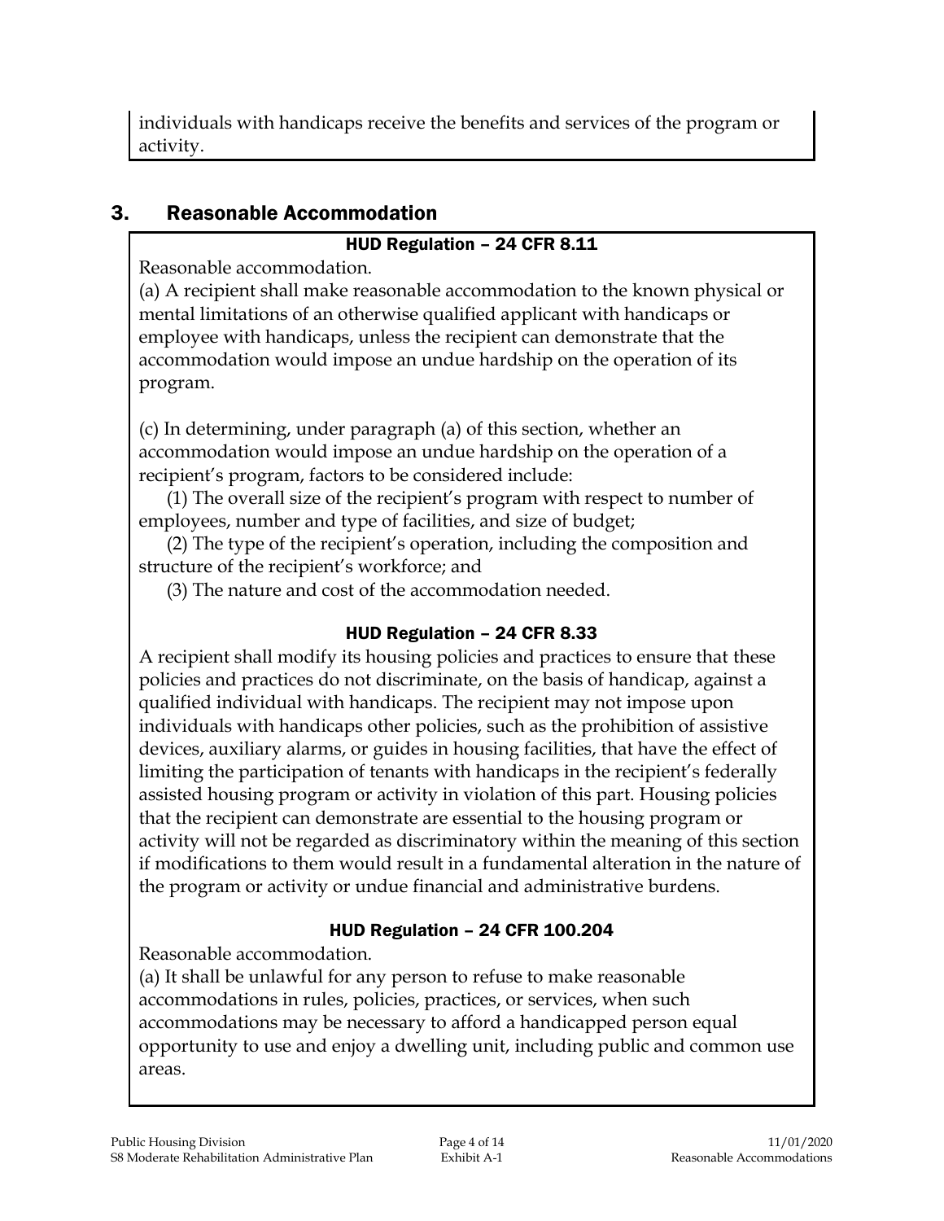individuals with handicaps receive the benefits and services of the program or activity.

## 3. Reasonable Accommodation

**HUD Regulation – 24 CFR 8.11**

Reasonable accommodation.

(a) A recipient shall make reasonable accommodation to the known physical or mental limitations of an otherwise qualified applicant with handicaps or employee with handicaps, unless the recipient can demonstrate that the accommodation would impose an undue hardship on the operation of its program.

(c) In determining, under paragraph (a) of this section, whether an accommodation would impose an undue hardship on the operation of a recipient's program, factors to be considered include:

(1) The overall size of the recipient's program with respect to number of employees, number and type of facilities, and size of budget;

(2) The type of the recipient's operation, including the composition and structure of the recipient's workforce; and

(3) The nature and cost of the accommodation needed.

**HUD Regulation – 24 CFR 8.33**

A recipient shall modify its housing policies and practices to ensure that these policies and practices do not discriminate, on the basis of handicap, against a qualified individual with handicaps. The recipient may not impose upon individuals with handicaps other policies, such as the prohibition of assistive devices, auxiliary alarms, or guides in housing facilities, that have the effect of limiting the participation of tenants with handicaps in the recipient's federally assisted housing program or activity in violation of this part. Housing policies that the recipient can demonstrate are essential to the housing program or activity will not be regarded as discriminatory within the meaning of this section if modifications to them would result in a fundamental alteration in the nature of the program or activity or undue financial and administrative burdens.

**HUD Regulation – 24 CFR 100.204**

Reasonable accommodation.

(a) It shall be unlawful for any person to refuse to make reasonable accommodations in rules, policies, practices, or services, when such accommodations may be necessary to afford a handicapped person equal opportunity to use and enjoy a dwelling unit, including public and common use areas.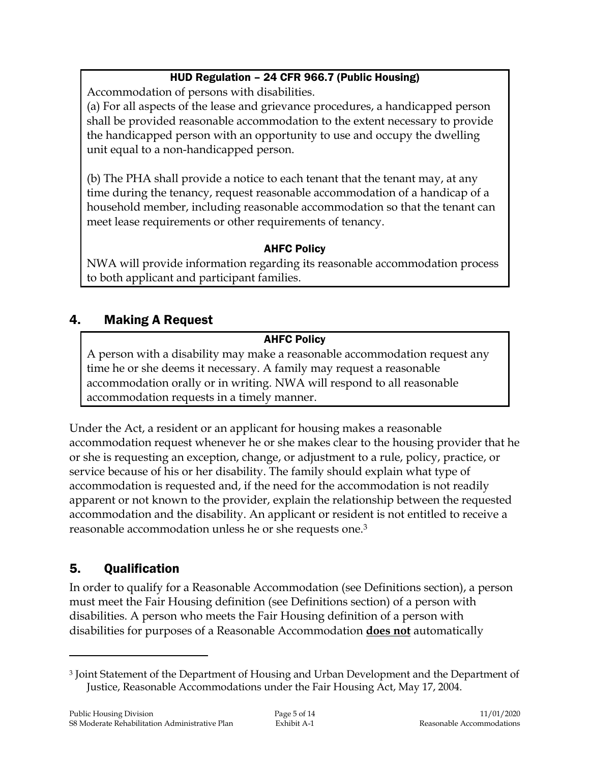**HUD Regulation – 24 CFR 966.7 (Public Housing)**

Accommodation of persons with disabilities.

(a) For all aspects of the lease and grievance procedures, a handicapped person shall be provided reasonable accommodation to the extent necessary to provide the handicapped person with an opportunity to use and occupy the dwelling unit equal to a non-handicapped person.

(b) The PHA shall provide a notice to each tenant that the tenant may, at any time during the tenancy, request reasonable accommodation of a handicap of a household member, including reasonable accommodation so that the tenant can meet lease requirements or other requirements of tenancy.

**AHFC Policy**

NWA will provide information regarding its reasonable accommodation process to both applicant and participant families.

## 4. Making A Request

**AHFC Policy**

A person with a disability may make a reasonable accommodation request any time he or she deems it necessary. A family may request a reasonable accommodation orally or in writing. NWA will respond to all reasonable accommodation requests in a timely manner.

Under the Act, a resident or an applicant for housing makes a reasonable accommodation request whenever he or she makes clear to the housing provider that he or she is requesting an exception, change, or adjustment to a rule, policy, practice, or service because of his or her disability. The family should explain what type of accommodation is requested and, if the need for the accommodation is not readily apparent or not known to the provider, explain the relationship between the requested accommodation and the disability. An applicant or resident is not entitled to receive a reasonable accommodation unless he or she requests one.[3]

## 5. Qualification

In order to qualify for a Reasonable Accommodation (see Definitions section), a person must meet the Fair Housing definition (see Definitions section) of a person with disabilities. A person who meets the Fair Housing definition of a person with disabilities for purposes of a Reasonable Accommodation **does not** automatically

---

[3] Joint Statement of the Department of Housing and Urban Development and the Department of Justice, Reasonable Accommodations under the Fair Housing Act, May 17, 2004.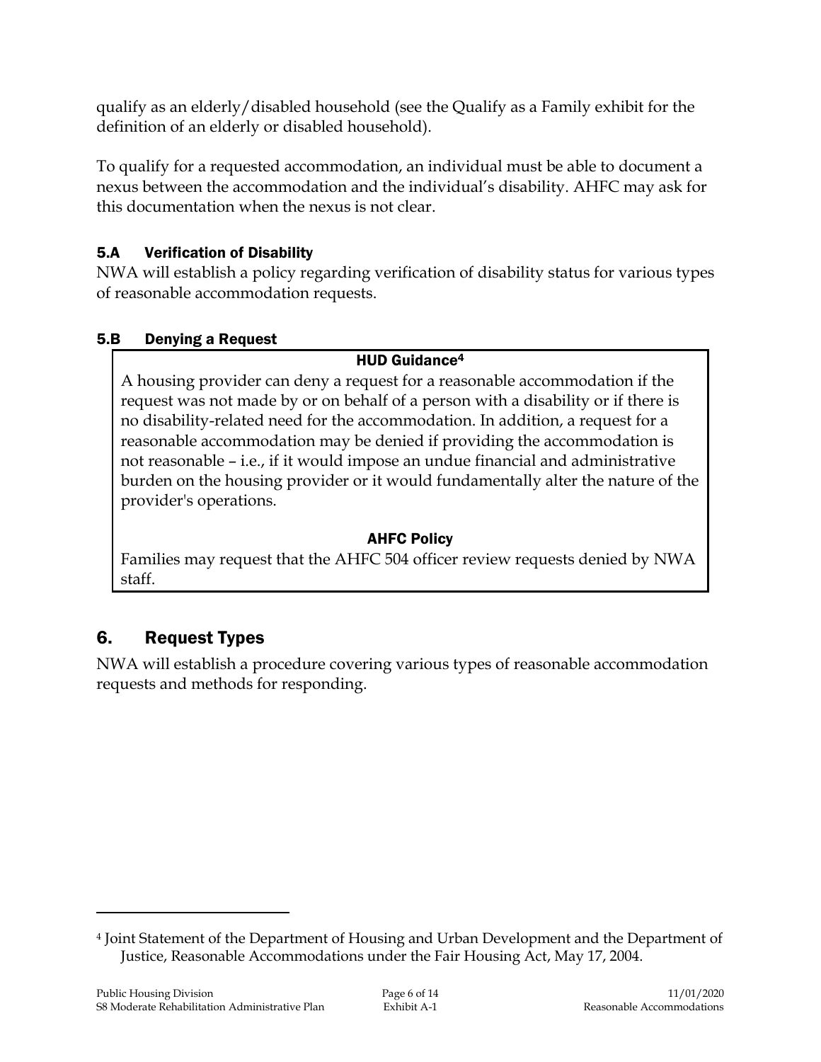qualify as an elderly/disabled household (see the Qualify as a Family exhibit for the definition of an elderly or disabled household).

To qualify for a requested accommodation, an individual must be able to document a nexus between the accommodation and the individual's disability. AHFC may ask for this documentation when the nexus is not clear.

### 5.A Verification of Disability

NWA will establish a policy regarding verification of disability status for various types of reasonable accommodation requests.

### 5.B Denying a Request

**HUD Guidance[4]**

A housing provider can deny a request for a reasonable accommodation if the request was not made by or on behalf of a person with a disability or if there is no disability-related need for the accommodation. In addition, a request for a reasonable accommodation may be denied if providing the accommodation is not reasonable – i.e., if it would impose an undue financial and administrative burden on the housing provider or it would fundamentally alter the nature of the provider's operations.

**AHFC Policy**

Families may request that the AHFC 504 officer review requests denied by NWA staff.

## 6. Request Types

NWA will establish a procedure covering various types of reasonable accommodation requests and methods for responding.

---

[4] Joint Statement of the Department of Housing and Urban Development and the Department of Justice, Reasonable Accommodations under the Fair Housing Act, May 17, 2004.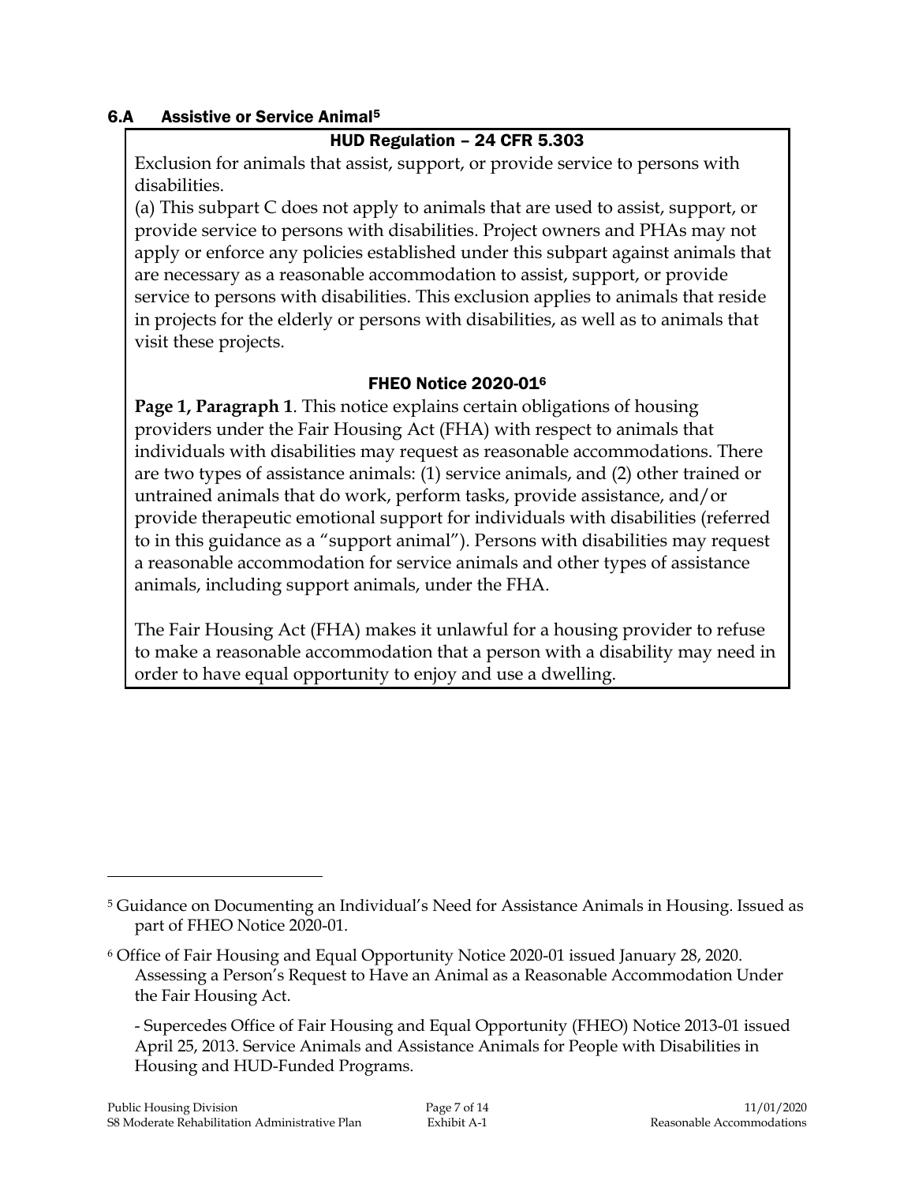## 6.A Assistive or Service Animal[5]

**HUD Regulation – 24 CFR 5.303**

Exclusion for animals that assist, support, or provide service to persons with disabilities.

(a) This subpart C does not apply to animals that are used to assist, support, or provide service to persons with disabilities. Project owners and PHAs may not apply or enforce any policies established under this subpart against animals that are necessary as a reasonable accommodation to assist, support, or provide service to persons with disabilities. This exclusion applies to animals that reside in projects for the elderly or persons with disabilities, as well as to animals that visit these projects.

**FHEO Notice 2020-01[6]**

**Page 1, Paragraph 1**. This notice explains certain obligations of housing providers under the Fair Housing Act (FHA) with respect to animals that individuals with disabilities may request as reasonable accommodations. There are two types of assistance animals: (1) service animals, and (2) other trained or untrained animals that do work, perform tasks, provide assistance, and/or provide therapeutic emotional support for individuals with disabilities (referred to in this guidance as a "support animal"). Persons with disabilities may request a reasonable accommodation for service animals and other types of assistance animals, including support animals, under the FHA.

The Fair Housing Act (FHA) makes it unlawful for a housing provider to refuse to make a reasonable accommodation that a person with a disability may need in order to have equal opportunity to enjoy and use a dwelling.

---

[5] Guidance on Documenting an Individual's Need for Assistance Animals in Housing. Issued as part of FHEO Notice 2020-01.

[6] Office of Fair Housing and Equal Opportunity Notice 2020-01 issued January 28, 2020. Assessing a Person's Request to Have an Animal as a Reasonable Accommodation Under the Fair Housing Act.

- Supercedes Office of Fair Housing and Equal Opportunity (FHEO) Notice 2013-01 issued April 25, 2013. Service Animals and Assistance Animals for People with Disabilities in Housing and HUD-Funded Programs.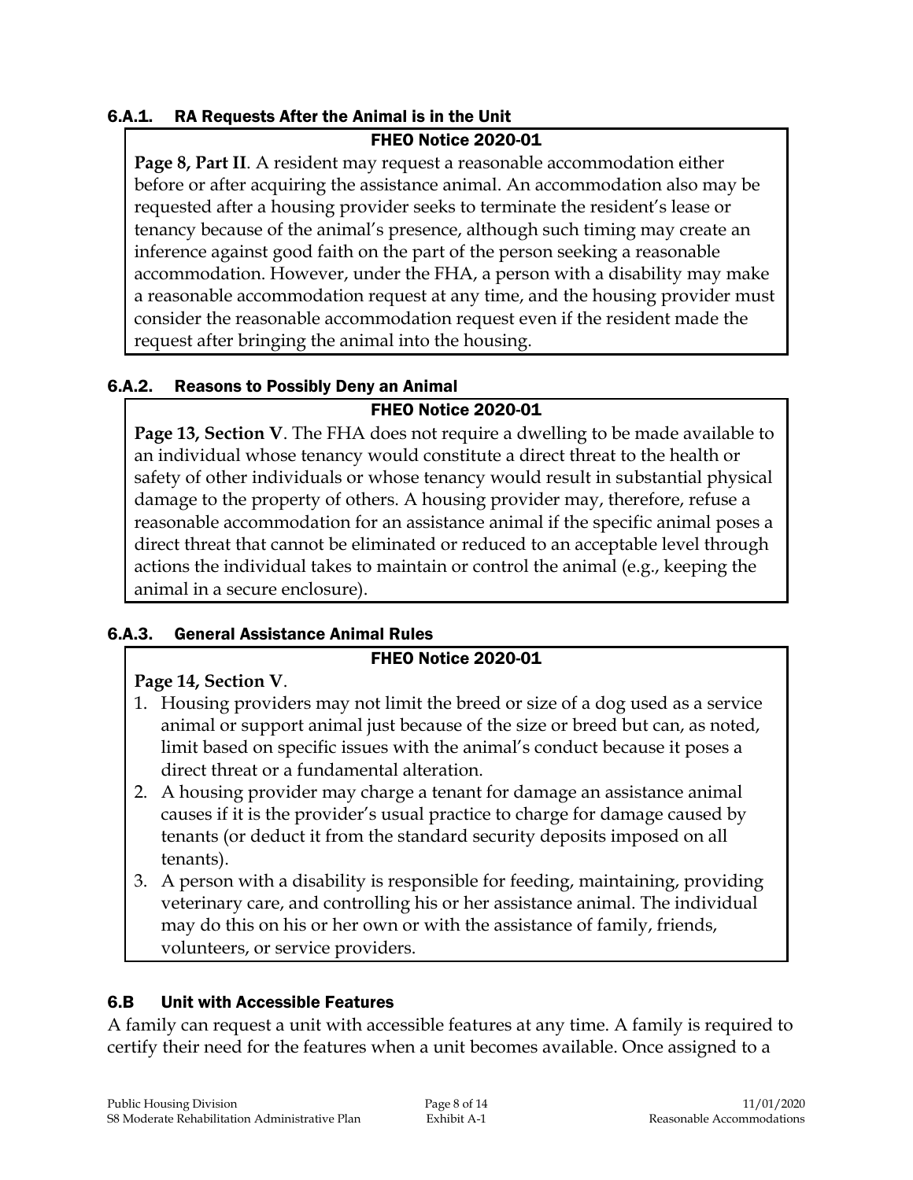### 6.A.1. RA Requests After the Animal is in the Unit

**FHEO Notice 2020-01**

**Page 8, Part II**. A resident may request a reasonable accommodation either before or after acquiring the assistance animal. An accommodation also may be requested after a housing provider seeks to terminate the resident's lease or tenancy because of the animal's presence, although such timing may create an inference against good faith on the part of the person seeking a reasonable accommodation. However, under the FHA, a person with a disability may make a reasonable accommodation request at any time, and the housing provider must consider the reasonable accommodation request even if the resident made the request after bringing the animal into the housing.

### 6.A.2. Reasons to Possibly Deny an Animal

**FHEO Notice 2020-01**

**Page 13, Section V**. The FHA does not require a dwelling to be made available to an individual whose tenancy would constitute a direct threat to the health or safety of other individuals or whose tenancy would result in substantial physical damage to the property of others. A housing provider may, therefore, refuse a reasonable accommodation for an assistance animal if the specific animal poses a direct threat that cannot be eliminated or reduced to an acceptable level through actions the individual takes to maintain or control the animal (e.g., keeping the animal in a secure enclosure).

### 6.A.3. General Assistance Animal Rules

**FHEO Notice 2020-01**

**Page 14, Section V**.

1. Housing providers may not limit the breed or size of a dog used as a service animal or support animal just because of the size or breed but can, as noted, limit based on specific issues with the animal's conduct because it poses a direct threat or a fundamental alteration.
2. A housing provider may charge a tenant for damage an assistance animal causes if it is the provider's usual practice to charge for damage caused by tenants (or deduct it from the standard security deposits imposed on all tenants).
3. A person with a disability is responsible for feeding, maintaining, providing veterinary care, and controlling his or her assistance animal. The individual may do this on his or her own or with the assistance of family, friends, volunteers, or service providers.

## 6.B Unit with Accessible Features

A family can request a unit with accessible features at any time. A family is required to certify their need for the features when a unit becomes available. Once assigned to a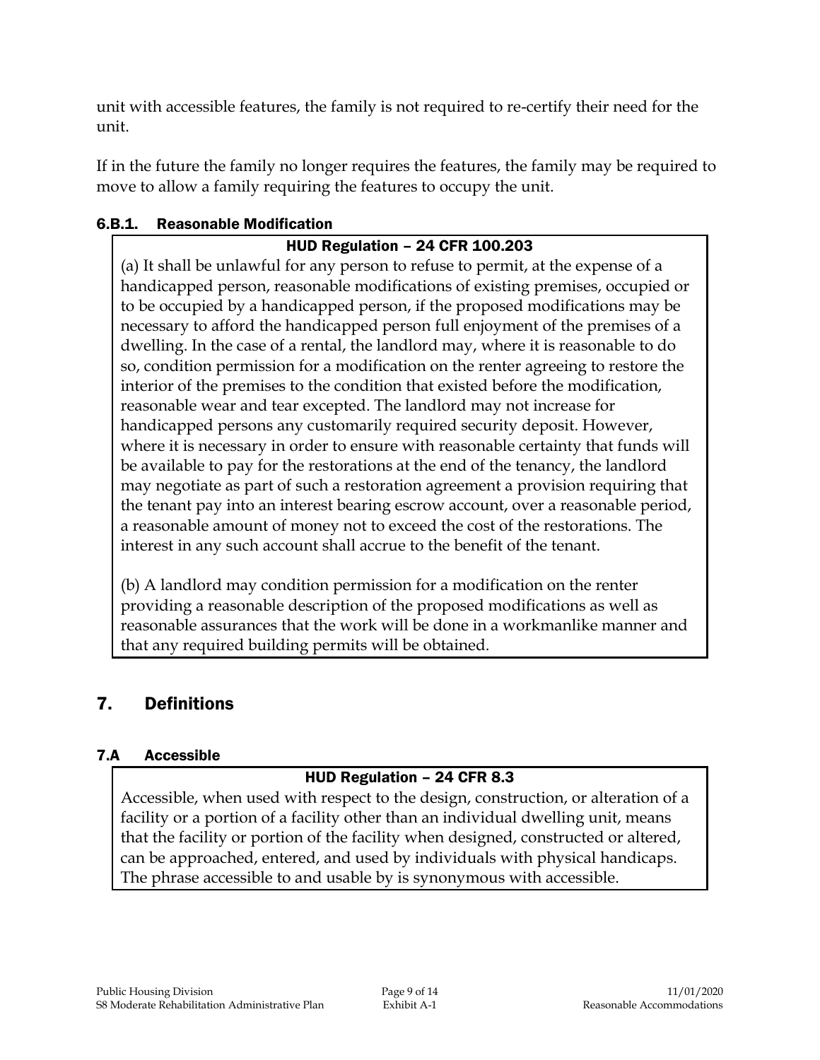unit with accessible features, the family is not required to re-certify their need for the unit.

If in the future the family no longer requires the features, the family may be required to move to allow a family requiring the features to occupy the unit.

### 6.B.1. Reasonable Modification

**HUD Regulation – 24 CFR 100.203**

(a) It shall be unlawful for any person to refuse to permit, at the expense of a handicapped person, reasonable modifications of existing premises, occupied or to be occupied by a handicapped person, if the proposed modifications may be necessary to afford the handicapped person full enjoyment of the premises of a dwelling. In the case of a rental, the landlord may, where it is reasonable to do so, condition permission for a modification on the renter agreeing to restore the interior of the premises to the condition that existed before the modification, reasonable wear and tear excepted. The landlord may not increase for handicapped persons any customarily required security deposit. However, where it is necessary in order to ensure with reasonable certainty that funds will be available to pay for the restorations at the end of the tenancy, the landlord may negotiate as part of such a restoration agreement a provision requiring that the tenant pay into an interest bearing escrow account, over a reasonable period, a reasonable amount of money not to exceed the cost of the restorations. The interest in any such account shall accrue to the benefit of the tenant.

(b) A landlord may condition permission for a modification on the renter providing a reasonable description of the proposed modifications as well as reasonable assurances that the work will be done in a workmanlike manner and that any required building permits will be obtained.

## 7. Definitions

### 7.A Accessible

**HUD Regulation – 24 CFR 8.3**

Accessible, when used with respect to the design, construction, or alteration of a facility or a portion of a facility other than an individual dwelling unit, means that the facility or portion of the facility when designed, constructed or altered, can be approached, entered, and used by individuals with physical handicaps. The phrase accessible to and usable by is synonymous with accessible.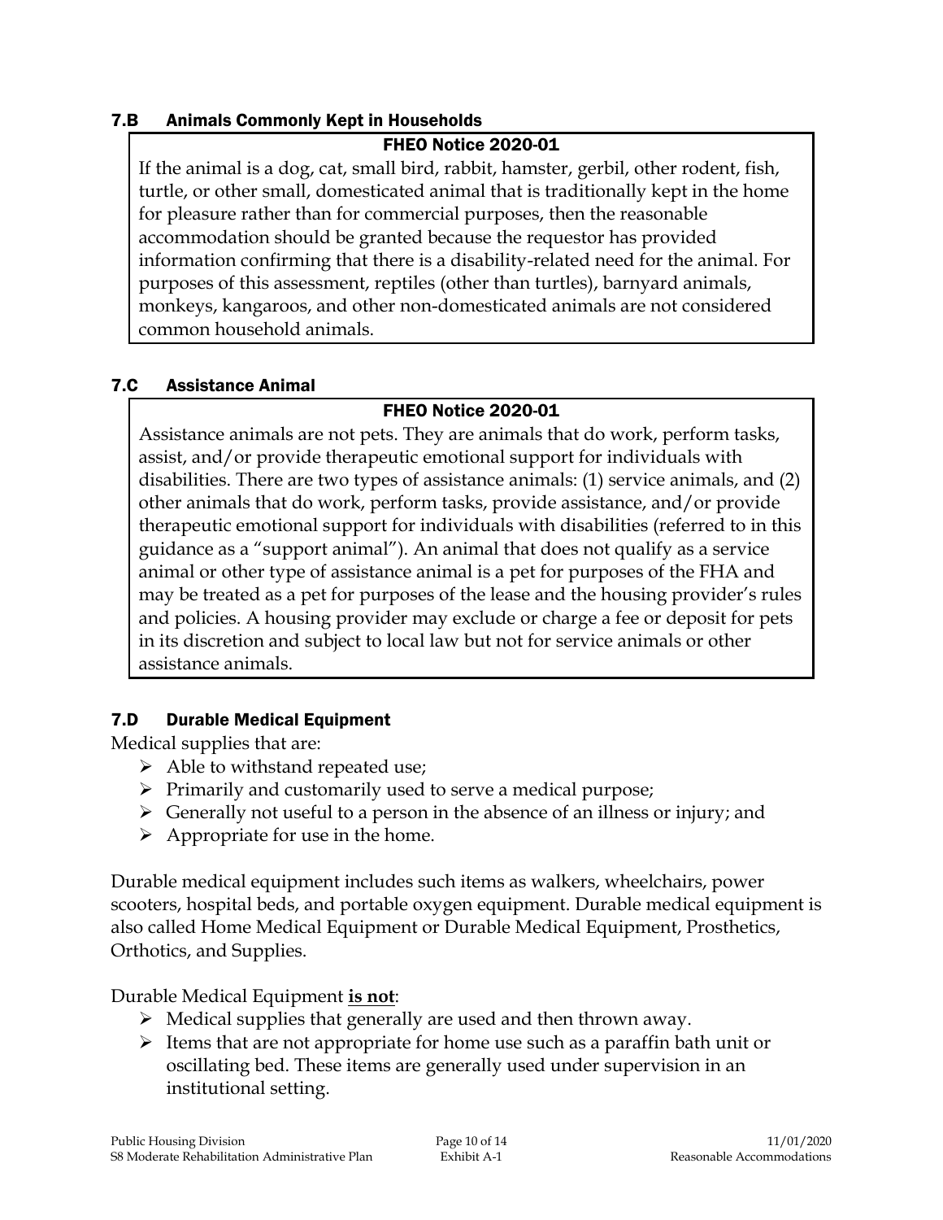### 7.B Animals Commonly Kept in Households

**FHEO Notice 2020-01**

If the animal is a dog, cat, small bird, rabbit, hamster, gerbil, other rodent, fish, turtle, or other small, domesticated animal that is traditionally kept in the home for pleasure rather than for commercial purposes, then the reasonable accommodation should be granted because the requestor has provided information confirming that there is a disability-related need for the animal. For purposes of this assessment, reptiles (other than turtles), barnyard animals, monkeys, kangaroos, and other non-domesticated animals are not considered common household animals.

### 7.C Assistance Animal

**FHEO Notice 2020-01**

Assistance animals are not pets. They are animals that do work, perform tasks, assist, and/or provide therapeutic emotional support for individuals with disabilities. There are two types of assistance animals: (1) service animals, and (2) other animals that do work, perform tasks, provide assistance, and/or provide therapeutic emotional support for individuals with disabilities (referred to in this guidance as a "support animal"). An animal that does not qualify as a service animal or other type of assistance animal is a pet for purposes of the FHA and may be treated as a pet for purposes of the lease and the housing provider's rules and policies. A housing provider may exclude or charge a fee or deposit for pets in its discretion and subject to local law but not for service animals or other assistance animals.

### 7.D Durable Medical Equipment

Medical supplies that are:

- Able to withstand repeated use;
- Primarily and customarily used to serve a medical purpose;
- Generally not useful to a person in the absence of an illness or injury; and
- Appropriate for use in the home.

Durable medical equipment includes such items as walkers, wheelchairs, power scooters, hospital beds, and portable oxygen equipment. Durable medical equipment is also called Home Medical Equipment or Durable Medical Equipment, Prosthetics, Orthotics, and Supplies.

Durable Medical Equipment **is not**:

- Medical supplies that generally are used and then thrown away.
- Items that are not appropriate for home use such as a paraffin bath unit or oscillating bed. These items are generally used under supervision in an institutional setting.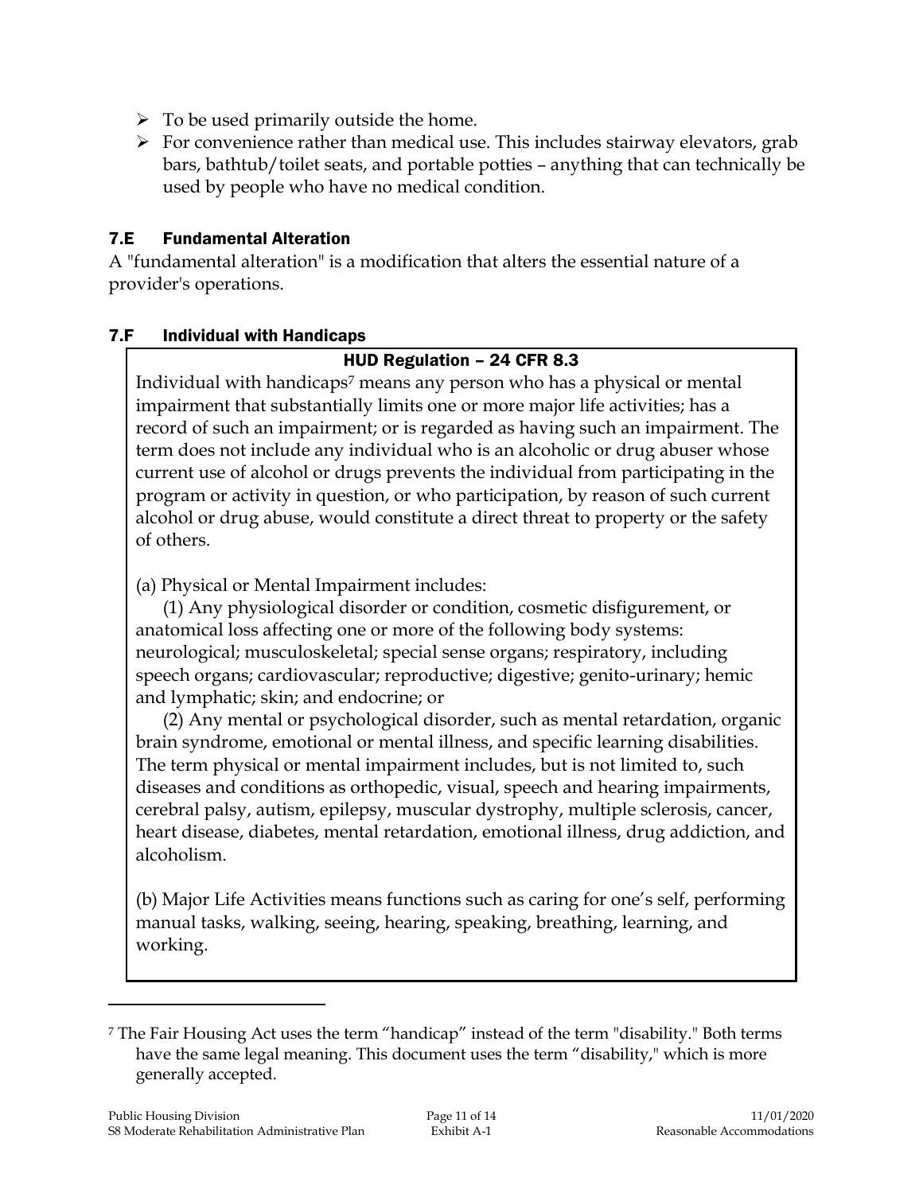- To be used primarily outside the home.
- For convenience rather than medical use. This includes stairway elevators, grab bars, bathtub/toilet seats, and portable potties – anything that can technically be used by people who have no medical condition.

### 7.E Fundamental Alteration

A "fundamental alteration" is a modification that alters the essential nature of a provider's operations.

### 7.F Individual with Handicaps

**HUD Regulation – 24 CFR 8.3**

Individual with handicaps[7] means any person who has a physical or mental impairment that substantially limits one or more major life activities; has a record of such an impairment; or is regarded as having such an impairment. The term does not include any individual who is an alcoholic or drug abuser whose current use of alcohol or drugs prevents the individual from participating in the program or activity in question, or who participation, by reason of such current alcohol or drug abuse, would constitute a direct threat to property or the safety of others.

(a) Physical or Mental Impairment includes:

(1) Any physiological disorder or condition, cosmetic disfigurement, or anatomical loss affecting one or more of the following body systems: neurological; musculoskeletal; special sense organs; respiratory, including speech organs; cardiovascular; reproductive; digestive; genito-urinary; hemic and lymphatic; skin; and endocrine; or

(2) Any mental or psychological disorder, such as mental retardation, organic brain syndrome, emotional or mental illness, and specific learning disabilities. The term physical or mental impairment includes, but is not limited to, such diseases and conditions as orthopedic, visual, speech and hearing impairments, cerebral palsy, autism, epilepsy, muscular dystrophy, multiple sclerosis, cancer, heart disease, diabetes, mental retardation, emotional illness, drug addiction, and alcoholism.

(b) Major Life Activities means functions such as caring for one's self, performing manual tasks, walking, seeing, hearing, speaking, breathing, learning, and working.

---

[7] The Fair Housing Act uses the term "handicap" instead of the term "disability." Both terms have the same legal meaning. This document uses the term "disability," which is more generally accepted.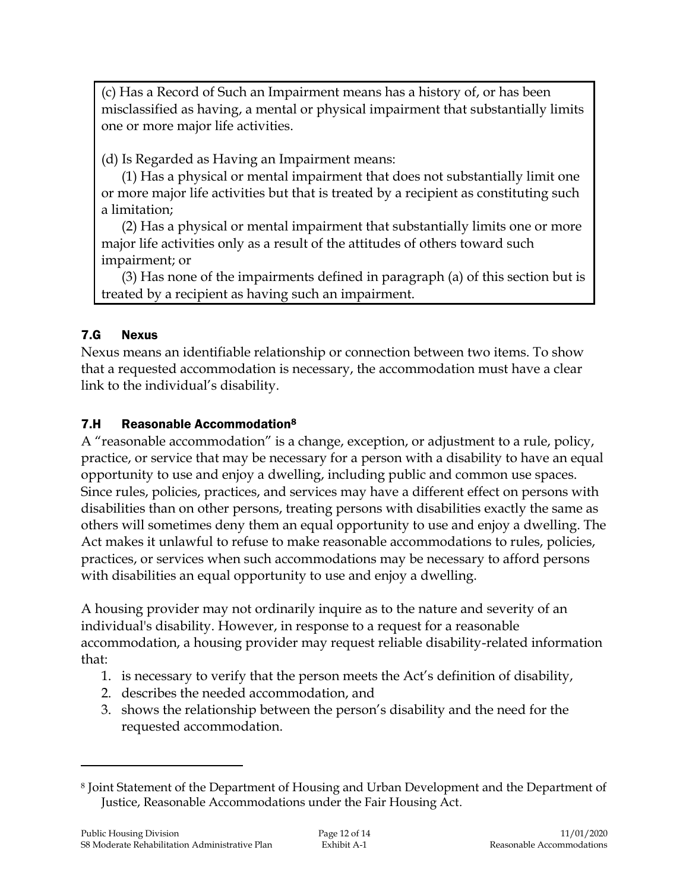(c) Has a Record of Such an Impairment means has a history of, or has been misclassified as having, a mental or physical impairment that substantially limits one or more major life activities.

(d) Is Regarded as Having an Impairment means:

(1) Has a physical or mental impairment that does not substantially limit one or more major life activities but that is treated by a recipient as constituting such a limitation;

(2) Has a physical or mental impairment that substantially limits one or more major life activities only as a result of the attitudes of others toward such impairment; or

(3) Has none of the impairments defined in paragraph (a) of this section but is treated by a recipient as having such an impairment.

### 7.G Nexus

Nexus means an identifiable relationship or connection between two items. To show that a requested accommodation is necessary, the accommodation must have a clear link to the individual's disability.

### 7.H Reasonable Accommodation[8]

A "reasonable accommodation" is a change, exception, or adjustment to a rule, policy, practice, or service that may be necessary for a person with a disability to have an equal opportunity to use and enjoy a dwelling, including public and common use spaces. Since rules, policies, practices, and services may have a different effect on persons with disabilities than on other persons, treating persons with disabilities exactly the same as others will sometimes deny them an equal opportunity to use and enjoy a dwelling. The Act makes it unlawful to refuse to make reasonable accommodations to rules, policies, practices, or services when such accommodations may be necessary to afford persons with disabilities an equal opportunity to use and enjoy a dwelling.

A housing provider may not ordinarily inquire as to the nature and severity of an individual's disability. However, in response to a request for a reasonable accommodation, a housing provider may request reliable disability-related information that:

1. is necessary to verify that the person meets the Act's definition of disability,
2. describes the needed accommodation, and
3. shows the relationship between the person's disability and the need for the requested accommodation.

---

[8] Joint Statement of the Department of Housing and Urban Development and the Department of Justice, Reasonable Accommodations under the Fair Housing Act.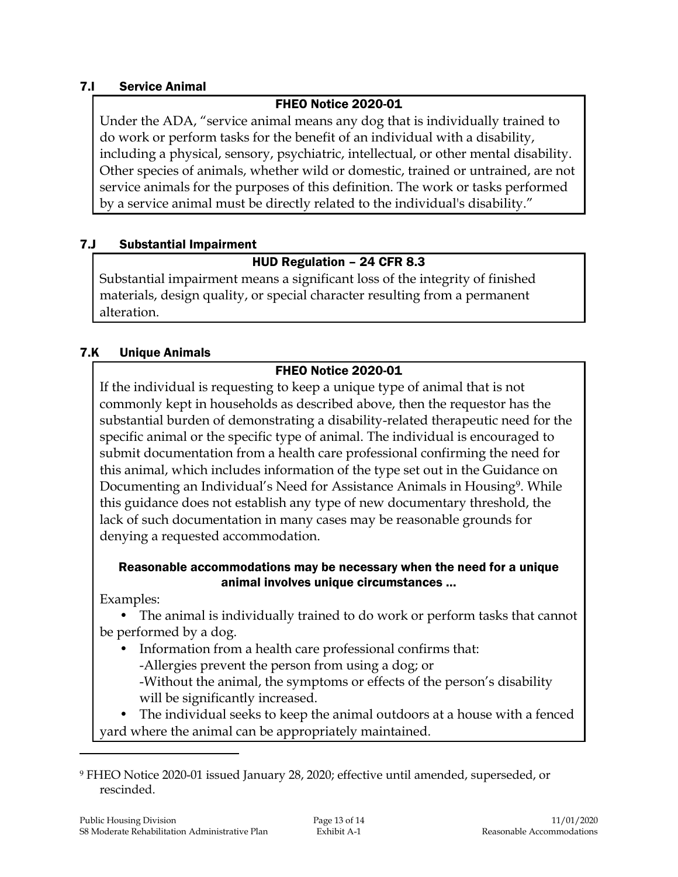### 7.I Service Animal

**FHEO Notice 2020-01**

Under the ADA, "service animal means any dog that is individually trained to do work or perform tasks for the benefit of an individual with a disability, including a physical, sensory, psychiatric, intellectual, or other mental disability. Other species of animals, whether wild or domestic, trained or untrained, are not service animals for the purposes of this definition. The work or tasks performed by a service animal must be directly related to the individual's disability."

### 7.J Substantial Impairment

**HUD Regulation – 24 CFR 8.3**

Substantial impairment means a significant loss of the integrity of finished materials, design quality, or special character resulting from a permanent alteration.

### 7.K Unique Animals

**FHEO Notice 2020-01**

If the individual is requesting to keep a unique type of animal that is not commonly kept in households as described above, then the requestor has the substantial burden of demonstrating a disability-related therapeutic need for the specific animal or the specific type of animal. The individual is encouraged to submit documentation from a health care professional confirming the need for this animal, which includes information of the type set out in the Guidance on Documenting an Individual's Need for Assistance Animals in Housing[9]. While this guidance does not establish any type of new documentary threshold, the lack of such documentation in many cases may be reasonable grounds for denying a requested accommodation.

**Reasonable accommodations may be necessary when the need for a unique animal involves unique circumstances ...**

Examples:

- The animal is individually trained to do work or perform tasks that cannot be performed by a dog.
- Information from a health care professional confirms that:
  - -Allergies prevent the person from using a dog; or
  - -Without the animal, the symptoms or effects of the person's disability will be significantly increased.
- The individual seeks to keep the animal outdoors at a house with a fenced yard where the animal can be appropriately maintained.

---

[9] FHEO Notice 2020-01 issued January 28, 2020; effective until amended, superseded, or rescinded.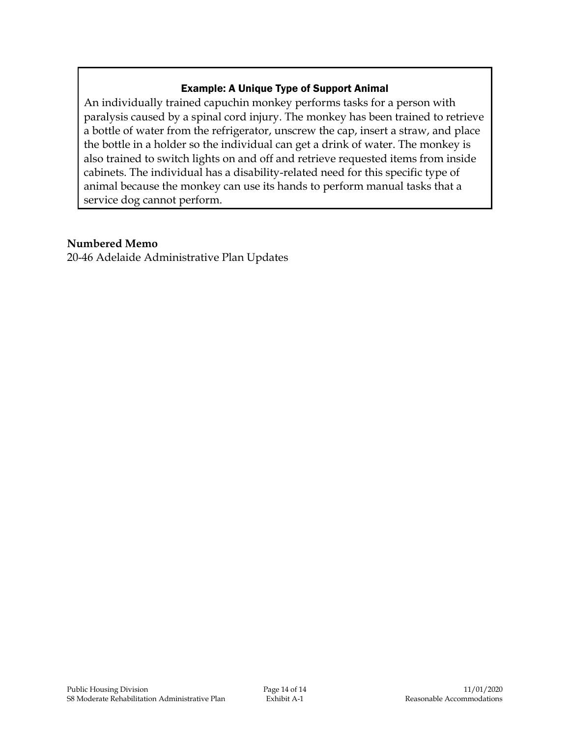**Example: A Unique Type of Support Animal**

An individually trained capuchin monkey performs tasks for a person with paralysis caused by a spinal cord injury. The monkey has been trained to retrieve a bottle of water from the refrigerator, unscrew the cap, insert a straw, and place the bottle in a holder so the individual can get a drink of water. The monkey is also trained to switch lights on and off and retrieve requested items from inside cabinets. The individual has a disability-related need for this specific type of animal because the monkey can use its hands to perform manual tasks that a service dog cannot perform.

**Numbered Memo**

20-46 Adelaide Administrative Plan Updates